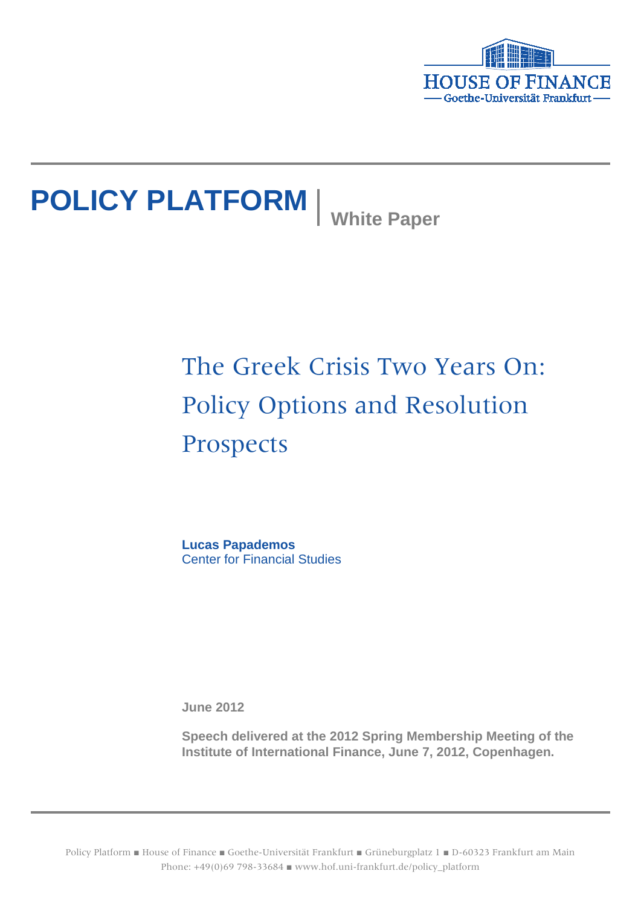HOUSE OF FINANCE
Goethe-Universität Frankfurt

**POLICY PLATFORM** | **White Paper**

# The Greek Crisis Two Years On: Policy Options and Resolution Prospects

**Lucas Papademos**
Center for Financial Studies

**June 2012**

**Speech delivered at the 2012 Spring Membership Meeting of the Institute of International Finance, June 7, 2012, Copenhagen.**

Policy Platform ■ House of Finance ■ Goethe-Universität Frankfurt ■ Grüneburgplatz 1 ■ D-60323 Frankfurt am Main
Phone: +49(0)69 798-33684 ■ www.hof.uni-frankfurt.de/policy_platform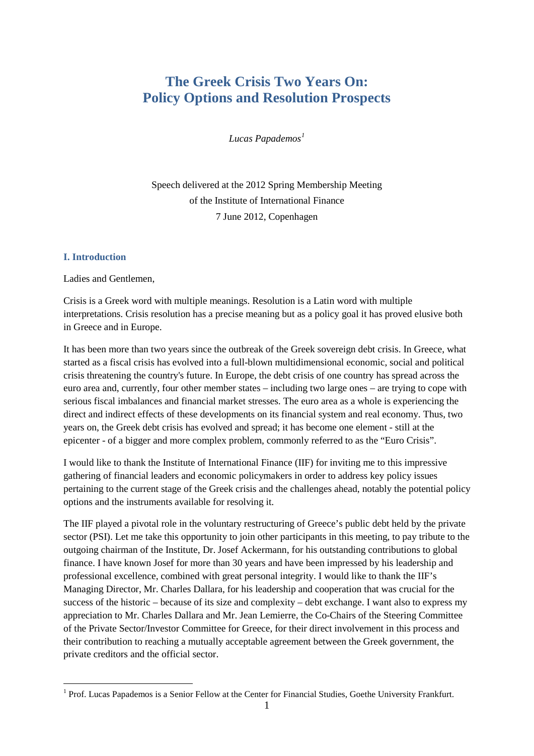# The Greek Crisis Two Years On: Policy Options and Resolution Prospects

*Lucas Papademos*[1]

Speech delivered at the 2012 Spring Membership Meeting
of the Institute of International Finance
7 June 2012, Copenhagen

## I. Introduction

Ladies and Gentlemen,

Crisis is a Greek word with multiple meanings. Resolution is a Latin word with multiple interpretations. Crisis resolution has a precise meaning but as a policy goal it has proved elusive both in Greece and in Europe.

It has been more than two years since the outbreak of the Greek sovereign debt crisis. In Greece, what started as a fiscal crisis has evolved into a full-blown multidimensional economic, social and political crisis threatening the country's future. In Europe, the debt crisis of one country has spread across the euro area and, currently, four other member states – including two large ones – are trying to cope with serious fiscal imbalances and financial market stresses. The euro area as a whole is experiencing the direct and indirect effects of these developments on its financial system and real economy. Thus, two years on, the Greek debt crisis has evolved and spread; it has become one element - still at the epicenter - of a bigger and more complex problem, commonly referred to as the "Euro Crisis".

I would like to thank the Institute of International Finance (IIF) for inviting me to this impressive gathering of financial leaders and economic policymakers in order to address key policy issues pertaining to the current stage of the Greek crisis and the challenges ahead, notably the potential policy options and the instruments available for resolving it.

The IIF played a pivotal role in the voluntary restructuring of Greece's public debt held by the private sector (PSI). Let me take this opportunity to join other participants in this meeting, to pay tribute to the outgoing chairman of the Institute, Dr. Josef Ackermann, for his outstanding contributions to global finance. I have known Josef for more than 30 years and have been impressed by his leadership and professional excellence, combined with great personal integrity. I would like to thank the IIF's Managing Director, Mr. Charles Dallara, for his leadership and cooperation that was crucial for the success of the historic – because of its size and complexity – debt exchange. I want also to express my appreciation to Mr. Charles Dallara and Mr. Jean Lemierre, the Co-Chairs of the Steering Committee of the Private Sector/Investor Committee for Greece, for their direct involvement in this process and their contribution to reaching a mutually acceptable agreement between the Greek government, the private creditors and the official sector.

[1] Prof. Lucas Papademos is a Senior Fellow at the Center for Financial Studies, Goethe University Frankfurt.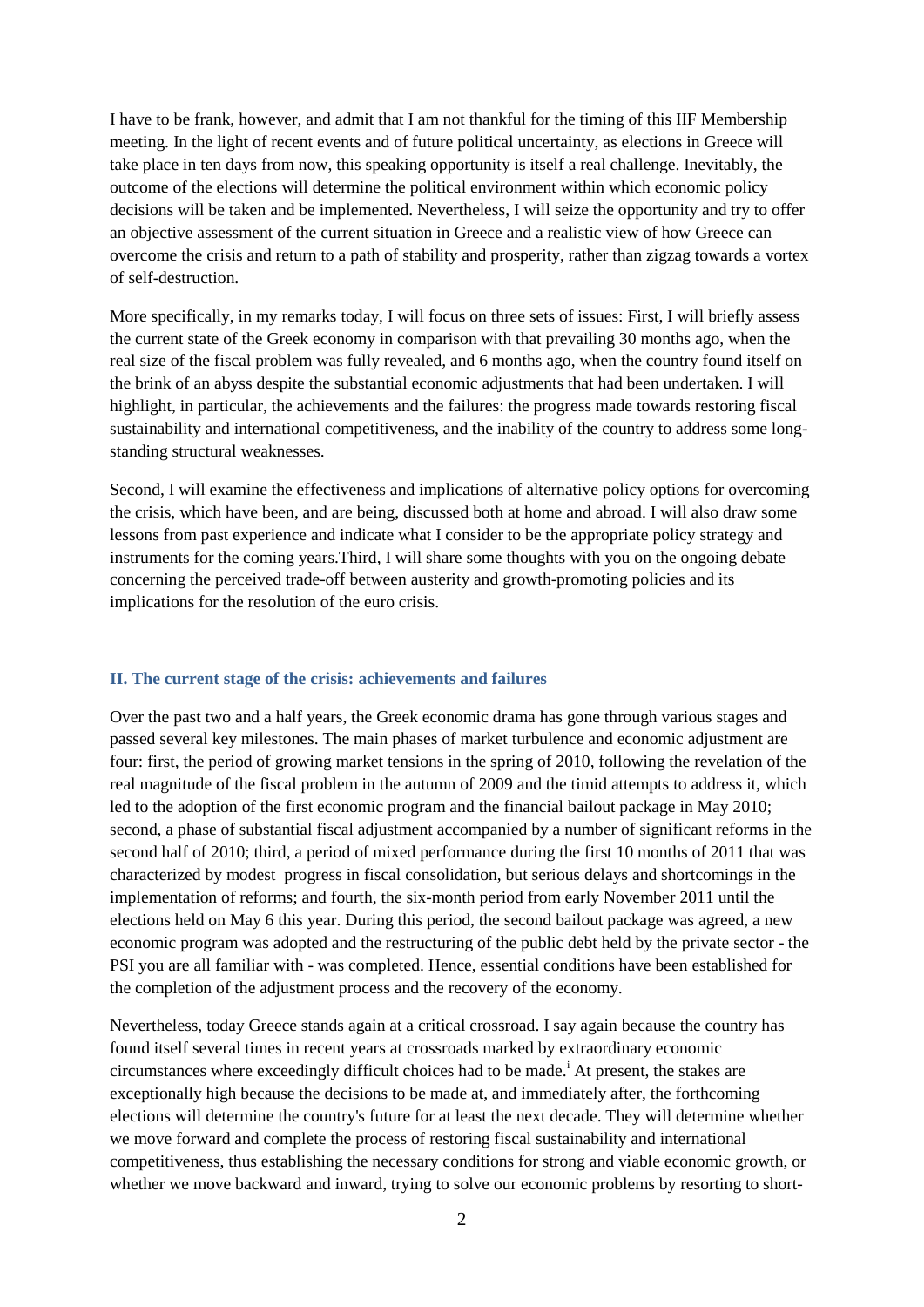I have to be frank, however, and admit that I am not thankful for the timing of this IIF Membership meeting. In the light of recent events and of future political uncertainty, as elections in Greece will take place in ten days from now, this speaking opportunity is itself a real challenge. Inevitably, the outcome of the elections will determine the political environment within which economic policy decisions will be taken and be implemented. Nevertheless, I will seize the opportunity and try to offer an objective assessment of the current situation in Greece and a realistic view of how Greece can overcome the crisis and return to a path of stability and prosperity, rather than zigzag towards a vortex of self-destruction.

More specifically, in my remarks today, I will focus on three sets of issues: First, I will briefly assess the current state of the Greek economy in comparison with that prevailing 30 months ago, when the real size of the fiscal problem was fully revealed, and 6 months ago, when the country found itself on the brink of an abyss despite the substantial economic adjustments that had been undertaken. I will highlight, in particular, the achievements and the failures: the progress made towards restoring fiscal sustainability and international competitiveness, and the inability of the country to address some long-standing structural weaknesses.

Second, I will examine the effectiveness and implications of alternative policy options for overcoming the crisis, which have been, and are being, discussed both at home and abroad. I will also draw some lessons from past experience and indicate what I consider to be the appropriate policy strategy and instruments for the coming years.Third, I will share some thoughts with you on the ongoing debate concerning the perceived trade-off between austerity and growth-promoting policies and its implications for the resolution of the euro crisis.

## II. The current stage of the crisis: achievements and failures

Over the past two and a half years, the Greek economic drama has gone through various stages and passed several key milestones. The main phases of market turbulence and economic adjustment are four: first, the period of growing market tensions in the spring of 2010, following the revelation of the real magnitude of the fiscal problem in the autumn of 2009 and the timid attempts to address it, which led to the adoption of the first economic program and the financial bailout package in May 2010; second, a phase of substantial fiscal adjustment accompanied by a number of significant reforms in the second half of 2010; third, a period of mixed performance during the first 10 months of 2011 that was characterized by modest progress in fiscal consolidation, but serious delays and shortcomings in the implementation of reforms; and fourth, the six-month period from early November 2011 until the elections held on May 6 this year. During this period, the second bailout package was agreed, a new economic program was adopted and the restructuring of the public debt held by the private sector - the PSI you are all familiar with - was completed. Hence, essential conditions have been established for the completion of the adjustment process and the recovery of the economy.

Nevertheless, today Greece stands again at a critical crossroad. I say again because the country has found itself several times in recent years at crossroads marked by extraordinary economic circumstances where exceedingly difficult choices had to be made.[i] At present, the stakes are exceptionally high because the decisions to be made at, and immediately after, the forthcoming elections will determine the country's future for at least the next decade. They will determine whether we move forward and complete the process of restoring fiscal sustainability and international competitiveness, thus establishing the necessary conditions for strong and viable economic growth, or whether we move backward and inward, trying to solve our economic problems by resorting to short-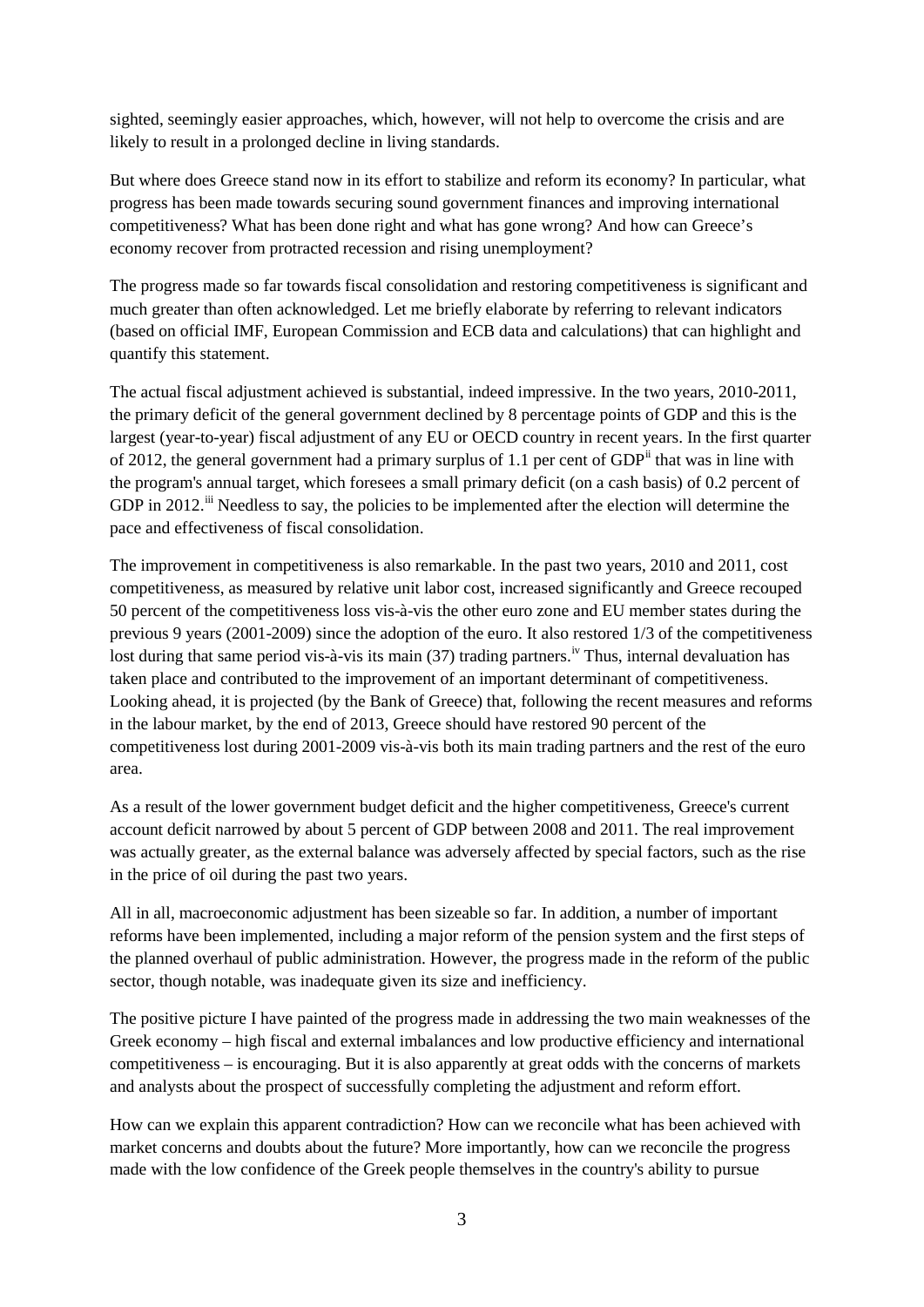sighted, seemingly easier approaches, which, however, will not help to overcome the crisis and are likely to result in a prolonged decline in living standards.

But where does Greece stand now in its effort to stabilize and reform its economy? In particular, what progress has been made towards securing sound government finances and improving international competitiveness? What has been done right and what has gone wrong? And how can Greece's economy recover from protracted recession and rising unemployment?

The progress made so far towards fiscal consolidation and restoring competitiveness is significant and much greater than often acknowledged. Let me briefly elaborate by referring to relevant indicators (based on official IMF, European Commission and ECB data and calculations) that can highlight and quantify this statement.

The actual fiscal adjustment achieved is substantial, indeed impressive. In the two years, 2010-2011, the primary deficit of the general government declined by 8 percentage points of GDP and this is the largest (year-to-year) fiscal adjustment of any EU or OECD country in recent years. In the first quarter of 2012, the general government had a primary surplus of 1.1 per cent of GDP[ii] that was in line with the program's annual target, which foresees a small primary deficit (on a cash basis) of 0.2 percent of GDP in 2012.[iii] Needless to say, the policies to be implemented after the election will determine the pace and effectiveness of fiscal consolidation.

The improvement in competitiveness is also remarkable. In the past two years, 2010 and 2011, cost competitiveness, as measured by relative unit labor cost, increased significantly and Greece recouped 50 percent of the competitiveness loss vis-à-vis the other euro zone and EU member states during the previous 9 years (2001-2009) since the adoption of the euro. It also restored 1/3 of the competitiveness lost during that same period vis-à-vis its main (37) trading partners.[iv] Thus, internal devaluation has taken place and contributed to the improvement of an important determinant of competitiveness. Looking ahead, it is projected (by the Bank of Greece) that, following the recent measures and reforms in the labour market, by the end of 2013, Greece should have restored 90 percent of the competitiveness lost during 2001-2009 vis-à-vis both its main trading partners and the rest of the euro area.

As a result of the lower government budget deficit and the higher competitiveness, Greece's current account deficit narrowed by about 5 percent of GDP between 2008 and 2011. The real improvement was actually greater, as the external balance was adversely affected by special factors, such as the rise in the price of oil during the past two years.

All in all, macroeconomic adjustment has been sizeable so far. In addition, a number of important reforms have been implemented, including a major reform of the pension system and the first steps of the planned overhaul of public administration. However, the progress made in the reform of the public sector, though notable, was inadequate given its size and inefficiency.

The positive picture I have painted of the progress made in addressing the two main weaknesses of the Greek economy – high fiscal and external imbalances and low productive efficiency and international competitiveness – is encouraging. But it is also apparently at great odds with the concerns of markets and analysts about the prospect of successfully completing the adjustment and reform effort.

How can we explain this apparent contradiction? How can we reconcile what has been achieved with market concerns and doubts about the future? More importantly, how can we reconcile the progress made with the low confidence of the Greek people themselves in the country's ability to pursue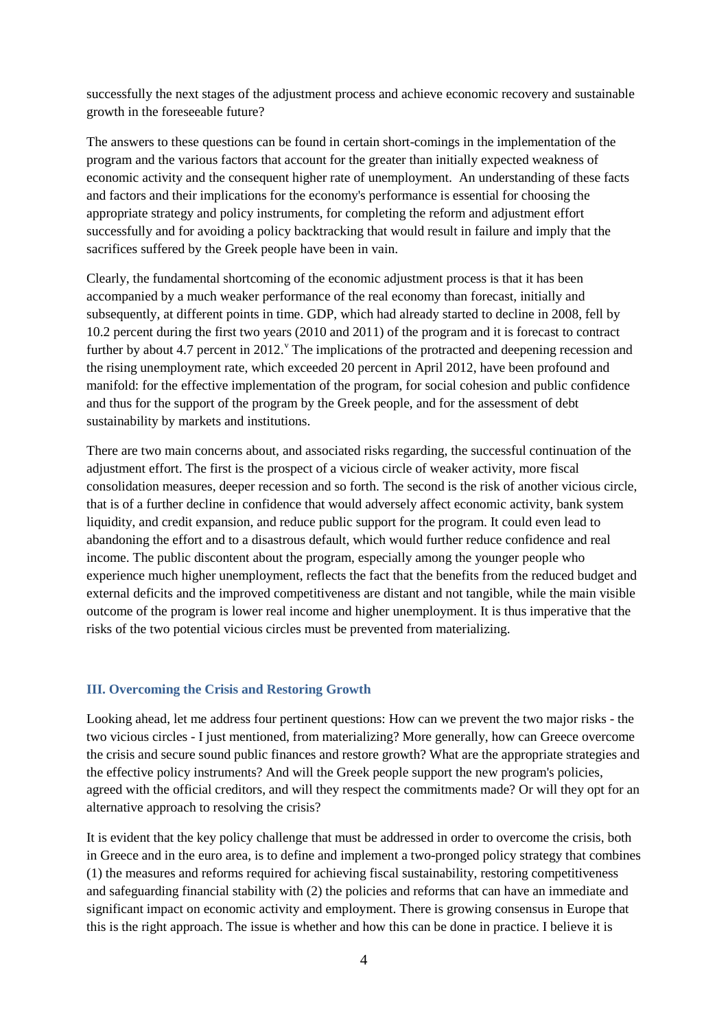successfully the next stages of the adjustment process and achieve economic recovery and sustainable growth in the foreseeable future?

The answers to these questions can be found in certain short-comings in the implementation of the program and the various factors that account for the greater than initially expected weakness of economic activity and the consequent higher rate of unemployment. An understanding of these facts and factors and their implications for the economy's performance is essential for choosing the appropriate strategy and policy instruments, for completing the reform and adjustment effort successfully and for avoiding a policy backtracking that would result in failure and imply that the sacrifices suffered by the Greek people have been in vain.

Clearly, the fundamental shortcoming of the economic adjustment process is that it has been accompanied by a much weaker performance of the real economy than forecast, initially and subsequently, at different points in time. GDP, which had already started to decline in 2008, fell by 10.2 percent during the first two years (2010 and 2011) of the program and it is forecast to contract further by about 4.7 percent in 2012.[v] The implications of the protracted and deepening recession and the rising unemployment rate, which exceeded 20 percent in April 2012, have been profound and manifold: for the effective implementation of the program, for social cohesion and public confidence and thus for the support of the program by the Greek people, and for the assessment of debt sustainability by markets and institutions.

There are two main concerns about, and associated risks regarding, the successful continuation of the adjustment effort. The first is the prospect of a vicious circle of weaker activity, more fiscal consolidation measures, deeper recession and so forth. The second is the risk of another vicious circle, that is of a further decline in confidence that would adversely affect economic activity, bank system liquidity, and credit expansion, and reduce public support for the program. It could even lead to abandoning the effort and to a disastrous default, which would further reduce confidence and real income. The public discontent about the program, especially among the younger people who experience much higher unemployment, reflects the fact that the benefits from the reduced budget and external deficits and the improved competitiveness are distant and not tangible, while the main visible outcome of the program is lower real income and higher unemployment. It is thus imperative that the risks of the two potential vicious circles must be prevented from materializing.

### III. Overcoming the Crisis and Restoring Growth

Looking ahead, let me address four pertinent questions: How can we prevent the two major risks - the two vicious circles - I just mentioned, from materializing? More generally, how can Greece overcome the crisis and secure sound public finances and restore growth? What are the appropriate strategies and the effective policy instruments? And will the Greek people support the new program's policies, agreed with the official creditors, and will they respect the commitments made? Or will they opt for an alternative approach to resolving the crisis?

It is evident that the key policy challenge that must be addressed in order to overcome the crisis, both in Greece and in the euro area, is to define and implement a two-pronged policy strategy that combines (1) the measures and reforms required for achieving fiscal sustainability, restoring competitiveness and safeguarding financial stability with (2) the policies and reforms that can have an immediate and significant impact on economic activity and employment. There is growing consensus in Europe that this is the right approach. The issue is whether and how this can be done in practice. I believe it is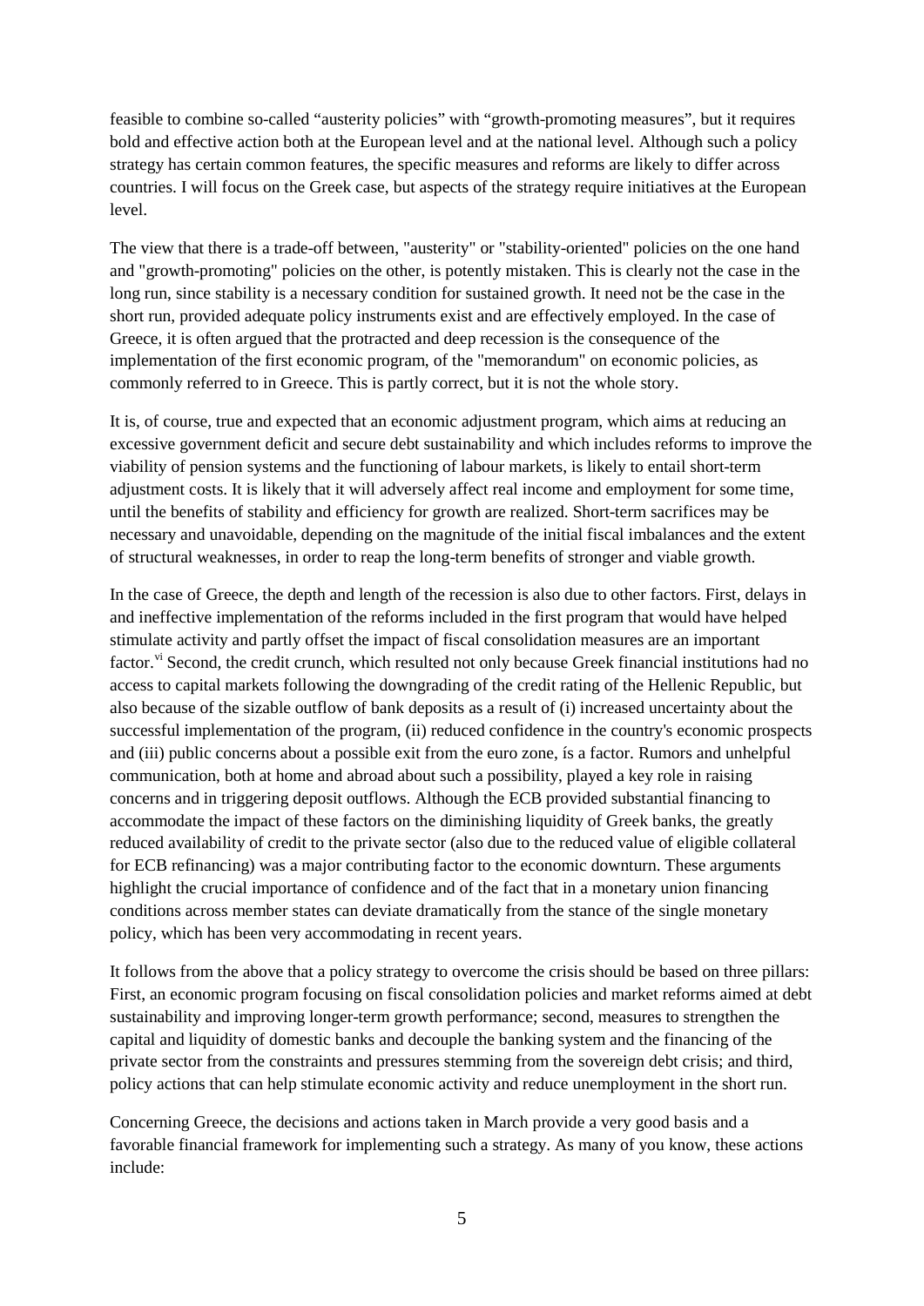feasible to combine so-called “austerity policies” with “growth-promoting measures”, but it requires bold and effective action both at the European level and at the national level. Although such a policy strategy has certain common features, the specific measures and reforms are likely to differ across countries. I will focus on the Greek case, but aspects of the strategy require initiatives at the European level.

The view that there is a trade-off between, "austerity" or "stability-oriented" policies on the one hand and "growth-promoting" policies on the other, is potently mistaken. This is clearly not the case in the long run, since stability is a necessary condition for sustained growth. It need not be the case in the short run, provided adequate policy instruments exist and are effectively employed. In the case of Greece, it is often argued that the protracted and deep recession is the consequence of the implementation of the first economic program, of the "memorandum" on economic policies, as commonly referred to in Greece. This is partly correct, but it is not the whole story.

It is, of course, true and expected that an economic adjustment program, which aims at reducing an excessive government deficit and secure debt sustainability and which includes reforms to improve the viability of pension systems and the functioning of labour markets, is likely to entail short-term adjustment costs. It is likely that it will adversely affect real income and employment for some time, until the benefits of stability and efficiency for growth are realized. Short-term sacrifices may be necessary and unavoidable, depending on the magnitude of the initial fiscal imbalances and the extent of structural weaknesses, in order to reap the long-term benefits of stronger and viable growth.

In the case of Greece, the depth and length of the recession is also due to other factors. First, delays in and ineffective implementation of the reforms included in the first program that would have helped stimulate activity and partly offset the impact of fiscal consolidation measures are an important factor.[vi] Second, the credit crunch, which resulted not only because Greek financial institutions had no access to capital markets following the downgrading of the credit rating of the Hellenic Republic, but also because of the sizable outflow of bank deposits as a result of (i) increased uncertainty about the successful implementation of the program, (ii) reduced confidence in the country's economic prospects and (iii) public concerns about a possible exit from the euro zone, ís a factor. Rumors and unhelpful communication, both at home and abroad about such a possibility, played a key role in raising concerns and in triggering deposit outflows. Although the ECB provided substantial financing to accommodate the impact of these factors on the diminishing liquidity of Greek banks, the greatly reduced availability of credit to the private sector (also due to the reduced value of eligible collateral for ECB refinancing) was a major contributing factor to the economic downturn. These arguments highlight the crucial importance of confidence and of the fact that in a monetary union financing conditions across member states can deviate dramatically from the stance of the single monetary policy, which has been very accommodating in recent years.

It follows from the above that a policy strategy to overcome the crisis should be based on three pillars: First, an economic program focusing on fiscal consolidation policies and market reforms aimed at debt sustainability and improving longer-term growth performance; second, measures to strengthen the capital and liquidity of domestic banks and decouple the banking system and the financing of the private sector from the constraints and pressures stemming from the sovereign debt crisis; and third, policy actions that can help stimulate economic activity and reduce unemployment in the short run.

Concerning Greece, the decisions and actions taken in March provide a very good basis and a favorable financial framework for implementing such a strategy. As many of you know, these actions include: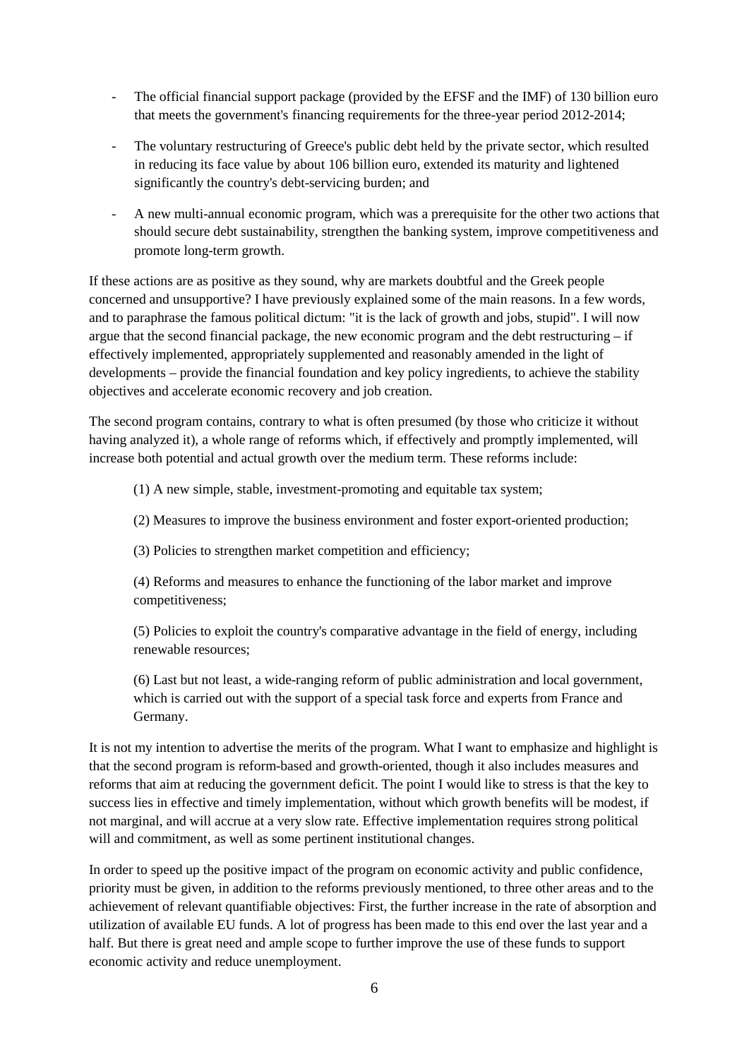- The official financial support package (provided by the EFSF and the IMF) of 130 billion euro that meets the government's financing requirements for the three-year period 2012-2014;
- The voluntary restructuring of Greece's public debt held by the private sector, which resulted in reducing its face value by about 106 billion euro, extended its maturity and lightened significantly the country's debt-servicing burden; and
- A new multi-annual economic program, which was a prerequisite for the other two actions that should secure debt sustainability, strengthen the banking system, improve competitiveness and promote long-term growth.

If these actions are as positive as they sound, why are markets doubtful and the Greek people concerned and unsupportive? I have previously explained some of the main reasons. In a few words, and to paraphrase the famous political dictum: "it is the lack of growth and jobs, stupid". I will now argue that the second financial package, the new economic program and the debt restructuring – if effectively implemented, appropriately supplemented and reasonably amended in the light of developments – provide the financial foundation and key policy ingredients, to achieve the stability objectives and accelerate economic recovery and job creation.

The second program contains, contrary to what is often presumed (by those who criticize it without having analyzed it), a whole range of reforms which, if effectively and promptly implemented, will increase both potential and actual growth over the medium term. These reforms include:

(1) A new simple, stable, investment-promoting and equitable tax system;

(2) Measures to improve the business environment and foster export-oriented production;

(3) Policies to strengthen market competition and efficiency;

(4) Reforms and measures to enhance the functioning of the labor market and improve competitiveness;

(5) Policies to exploit the country's comparative advantage in the field of energy, including renewable resources;

(6) Last but not least, a wide-ranging reform of public administration and local government, which is carried out with the support of a special task force and experts from France and Germany.

It is not my intention to advertise the merits of the program. What I want to emphasize and highlight is that the second program is reform-based and growth-oriented, though it also includes measures and reforms that aim at reducing the government deficit. The point I would like to stress is that the key to success lies in effective and timely implementation, without which growth benefits will be modest, if not marginal, and will accrue at a very slow rate. Effective implementation requires strong political will and commitment, as well as some pertinent institutional changes.

In order to speed up the positive impact of the program on economic activity and public confidence, priority must be given, in addition to the reforms previously mentioned, to three other areas and to the achievement of relevant quantifiable objectives: First, the further increase in the rate of absorption and utilization of available EU funds. A lot of progress has been made to this end over the last year and a half. But there is great need and ample scope to further improve the use of these funds to support economic activity and reduce unemployment.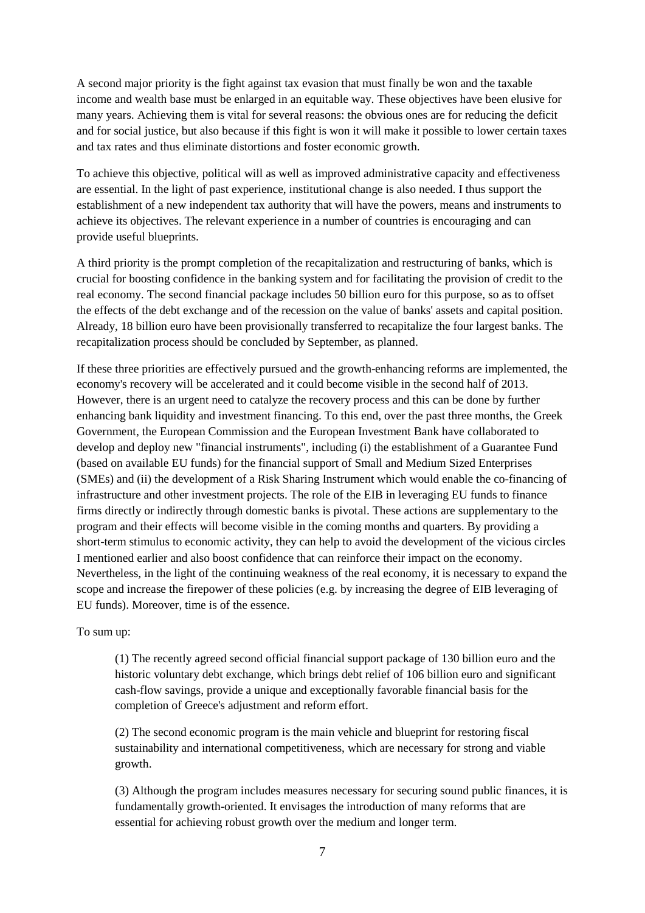A second major priority is the fight against tax evasion that must finally be won and the taxable income and wealth base must be enlarged in an equitable way. These objectives have been elusive for many years. Achieving them is vital for several reasons: the obvious ones are for reducing the deficit and for social justice, but also because if this fight is won it will make it possible to lower certain taxes and tax rates and thus eliminate distortions and foster economic growth.

To achieve this objective, political will as well as improved administrative capacity and effectiveness are essential. In the light of past experience, institutional change is also needed. I thus support the establishment of a new independent tax authority that will have the powers, means and instruments to achieve its objectives. The relevant experience in a number of countries is encouraging and can provide useful blueprints.

A third priority is the prompt completion of the recapitalization and restructuring of banks, which is crucial for boosting confidence in the banking system and for facilitating the provision of credit to the real economy. The second financial package includes 50 billion euro for this purpose, so as to offset the effects of the debt exchange and of the recession on the value of banks' assets and capital position. Already, 18 billion euro have been provisionally transferred to recapitalize the four largest banks. The recapitalization process should be concluded by September, as planned.

If these three priorities are effectively pursued and the growth-enhancing reforms are implemented, the economy's recovery will be accelerated and it could become visible in the second half of 2013. However, there is an urgent need to catalyze the recovery process and this can be done by further enhancing bank liquidity and investment financing. To this end, over the past three months, the Greek Government, the European Commission and the European Investment Bank have collaborated to develop and deploy new "financial instruments", including (i) the establishment of a Guarantee Fund (based on available EU funds) for the financial support of Small and Medium Sized Enterprises (SMEs) and (ii) the development of a Risk Sharing Instrument which would enable the co-financing of infrastructure and other investment projects. The role of the EIB in leveraging EU funds to finance firms directly or indirectly through domestic banks is pivotal. These actions are supplementary to the program and their effects will become visible in the coming months and quarters. By providing a short-term stimulus to economic activity, they can help to avoid the development of the vicious circles I mentioned earlier and also boost confidence that can reinforce their impact on the economy. Nevertheless, in the light of the continuing weakness of the real economy, it is necessary to expand the scope and increase the firepower of these policies (e.g. by increasing the degree of EIB leveraging of EU funds). Moreover, time is of the essence.

To sum up:

(1) The recently agreed second official financial support package of 130 billion euro and the historic voluntary debt exchange, which brings debt relief of 106 billion euro and significant cash-flow savings, provide a unique and exceptionally favorable financial basis for the completion of Greece's adjustment and reform effort.

(2) The second economic program is the main vehicle and blueprint for restoring fiscal sustainability and international competitiveness, which are necessary for strong and viable growth.

(3) Although the program includes measures necessary for securing sound public finances, it is fundamentally growth-oriented. It envisages the introduction of many reforms that are essential for achieving robust growth over the medium and longer term.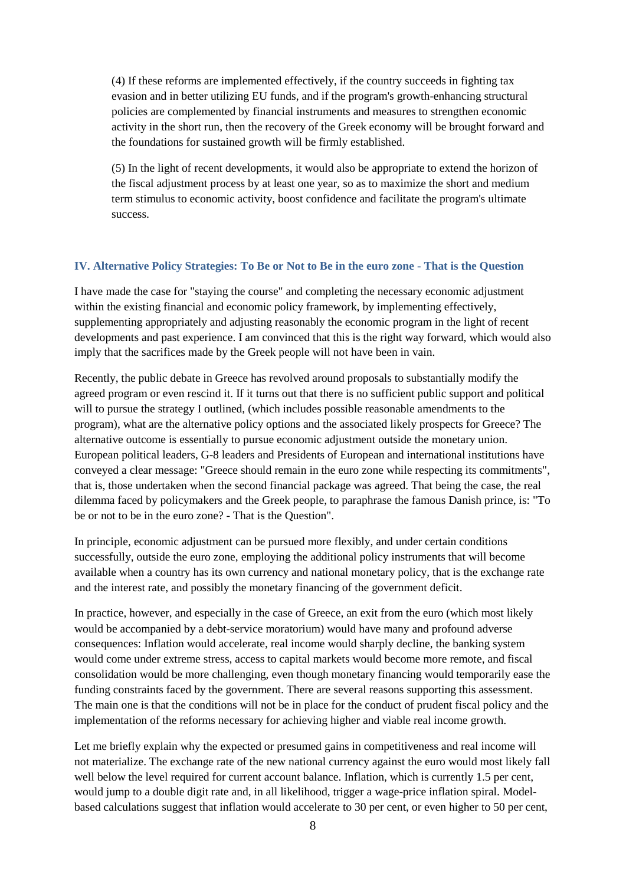(4) If these reforms are implemented effectively, if the country succeeds in fighting tax evasion and in better utilizing EU funds, and if the program's growth-enhancing structural policies are complemented by financial instruments and measures to strengthen economic activity in the short run, then the recovery of the Greek economy will be brought forward and the foundations for sustained growth will be firmly established.

(5) In the light of recent developments, it would also be appropriate to extend the horizon of the fiscal adjustment process by at least one year, so as to maximize the short and medium term stimulus to economic activity, boost confidence and facilitate the program's ultimate success.

### IV. Alternative Policy Strategies: To Be or Not to Be in the euro zone - That is the Question

I have made the case for "staying the course" and completing the necessary economic adjustment within the existing financial and economic policy framework, by implementing effectively, supplementing appropriately and adjusting reasonably the economic program in the light of recent developments and past experience. I am convinced that this is the right way forward, which would also imply that the sacrifices made by the Greek people will not have been in vain.

Recently, the public debate in Greece has revolved around proposals to substantially modify the agreed program or even rescind it. If it turns out that there is no sufficient public support and political will to pursue the strategy I outlined, (which includes possible reasonable amendments to the program), what are the alternative policy options and the associated likely prospects for Greece? The alternative outcome is essentially to pursue economic adjustment outside the monetary union. European political leaders, G-8 leaders and Presidents of European and international institutions have conveyed a clear message: "Greece should remain in the euro zone while respecting its commitments", that is, those undertaken when the second financial package was agreed. That being the case, the real dilemma faced by policymakers and the Greek people, to paraphrase the famous Danish prince, is: "To be or not to be in the euro zone? - That is the Question".

In principle, economic adjustment can be pursued more flexibly, and under certain conditions successfully, outside the euro zone, employing the additional policy instruments that will become available when a country has its own currency and national monetary policy, that is the exchange rate and the interest rate, and possibly the monetary financing of the government deficit.

In practice, however, and especially in the case of Greece, an exit from the euro (which most likely would be accompanied by a debt-service moratorium) would have many and profound adverse consequences: Inflation would accelerate, real income would sharply decline, the banking system would come under extreme stress, access to capital markets would become more remote, and fiscal consolidation would be more challenging, even though monetary financing would temporarily ease the funding constraints faced by the government. There are several reasons supporting this assessment. The main one is that the conditions will not be in place for the conduct of prudent fiscal policy and the implementation of the reforms necessary for achieving higher and viable real income growth.

Let me briefly explain why the expected or presumed gains in competitiveness and real income will not materialize. The exchange rate of the new national currency against the euro would most likely fall well below the level required for current account balance. Inflation, which is currently 1.5 per cent, would jump to a double digit rate and, in all likelihood, trigger a wage-price inflation spiral. Model-based calculations suggest that inflation would accelerate to 30 per cent, or even higher to 50 per cent,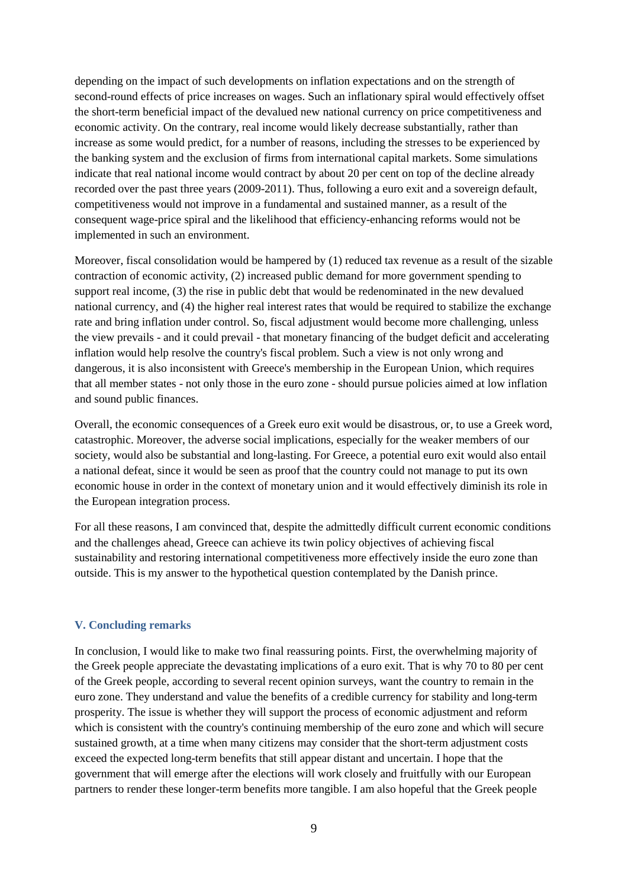depending on the impact of such developments on inflation expectations and on the strength of second-round effects of price increases on wages. Such an inflationary spiral would effectively offset the short-term beneficial impact of the devalued new national currency on price competitiveness and economic activity. On the contrary, real income would likely decrease substantially, rather than increase as some would predict, for a number of reasons, including the stresses to be experienced by the banking system and the exclusion of firms from international capital markets. Some simulations indicate that real national income would contract by about 20 per cent on top of the decline already recorded over the past three years (2009-2011). Thus, following a euro exit and a sovereign default, competitiveness would not improve in a fundamental and sustained manner, as a result of the consequent wage-price spiral and the likelihood that efficiency-enhancing reforms would not be implemented in such an environment.

Moreover, fiscal consolidation would be hampered by (1) reduced tax revenue as a result of the sizable contraction of economic activity, (2) increased public demand for more government spending to support real income, (3) the rise in public debt that would be redenominated in the new devalued national currency, and (4) the higher real interest rates that would be required to stabilize the exchange rate and bring inflation under control. So, fiscal adjustment would become more challenging, unless the view prevails - and it could prevail - that monetary financing of the budget deficit and accelerating inflation would help resolve the country's fiscal problem. Such a view is not only wrong and dangerous, it is also inconsistent with Greece's membership in the European Union, which requires that all member states - not only those in the euro zone - should pursue policies aimed at low inflation and sound public finances.

Overall, the economic consequences of a Greek euro exit would be disastrous, or, to use a Greek word, catastrophic. Moreover, the adverse social implications, especially for the weaker members of our society, would also be substantial and long-lasting. For Greece, a potential euro exit would also entail a national defeat, since it would be seen as proof that the country could not manage to put its own economic house in order in the context of monetary union and it would effectively diminish its role in the European integration process.

For all these reasons, I am convinced that, despite the admittedly difficult current economic conditions and the challenges ahead, Greece can achieve its twin policy objectives of achieving fiscal sustainability and restoring international competitiveness more effectively inside the euro zone than outside. This is my answer to the hypothetical question contemplated by the Danish prince.

## V. Concluding remarks

In conclusion, I would like to make two final reassuring points. First, the overwhelming majority of the Greek people appreciate the devastating implications of a euro exit. That is why 70 to 80 per cent of the Greek people, according to several recent opinion surveys, want the country to remain in the euro zone. They understand and value the benefits of a credible currency for stability and long-term prosperity. The issue is whether they will support the process of economic adjustment and reform which is consistent with the country's continuing membership of the euro zone and which will secure sustained growth, at a time when many citizens may consider that the short-term adjustment costs exceed the expected long-term benefits that still appear distant and uncertain. I hope that the government that will emerge after the elections will work closely and fruitfully with our European partners to render these longer-term benefits more tangible. I am also hopeful that the Greek people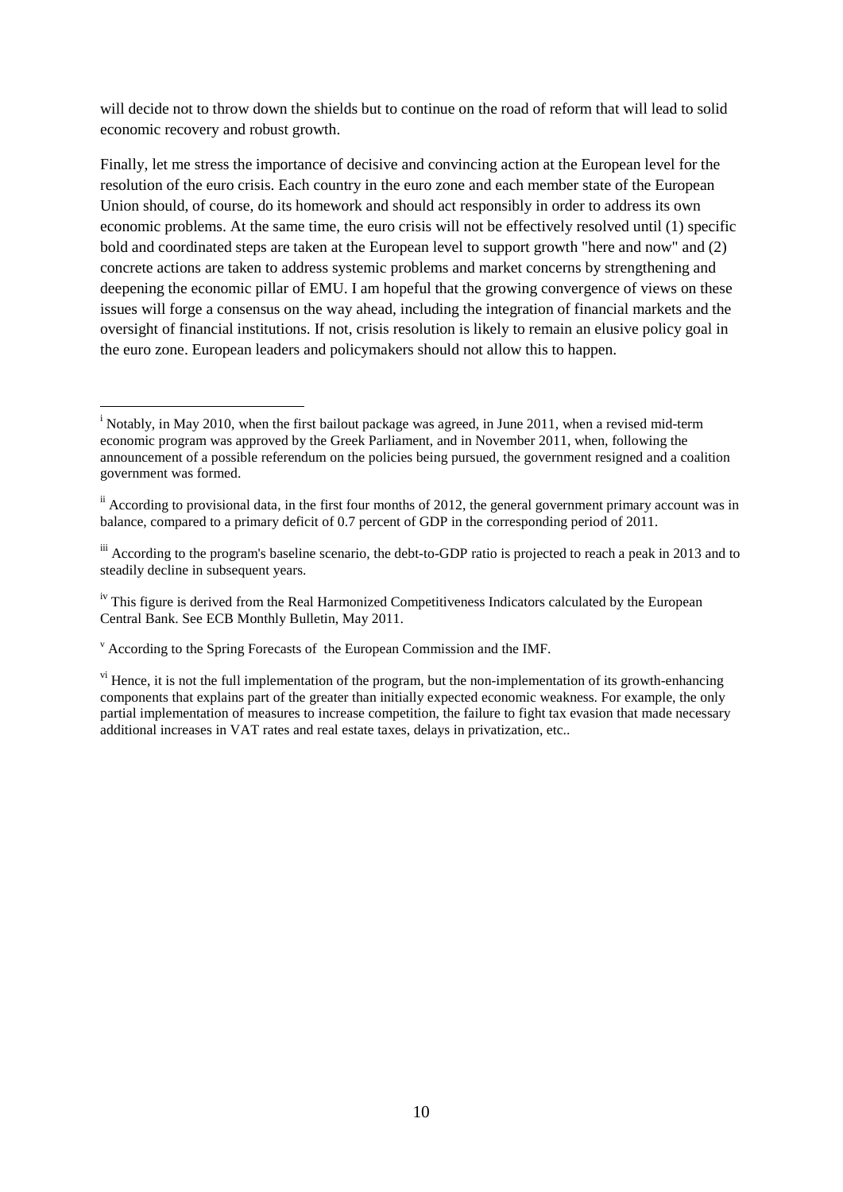will decide not to throw down the shields but to continue on the road of reform that will lead to solid economic recovery and robust growth.

Finally, let me stress the importance of decisive and convincing action at the European level for the resolution of the euro crisis. Each country in the euro zone and each member state of the European Union should, of course, do its homework and should act responsibly in order to address its own economic problems. At the same time, the euro crisis will not be effectively resolved until (1) specific bold and coordinated steps are taken at the European level to support growth "here and now" and (2) concrete actions are taken to address systemic problems and market concerns by strengthening and deepening the economic pillar of EMU. I am hopeful that the growing convergence of views on these issues will forge a consensus on the way ahead, including the integration of financial markets and the oversight of financial institutions. If not, crisis resolution is likely to remain an elusive policy goal in the euro zone. European leaders and policymakers should not allow this to happen.

---

[i] Notably, in May 2010, when the first bailout package was agreed, in June 2011, when a revised mid-term economic program was approved by the Greek Parliament, and in November 2011, when, following the announcement of a possible referendum on the policies being pursued, the government resigned and a coalition government was formed.

[ii] According to provisional data, in the first four months of 2012, the general government primary account was in balance, compared to a primary deficit of 0.7 percent of GDP in the corresponding period of 2011.

[iii] According to the program's baseline scenario, the debt-to-GDP ratio is projected to reach a peak in 2013 and to steadily decline in subsequent years.

[iv] This figure is derived from the Real Harmonized Competitiveness Indicators calculated by the European Central Bank. See ECB Monthly Bulletin, May 2011.

[v] According to the Spring Forecasts of the European Commission and the IMF.

[vi] Hence, it is not the full implementation of the program, but the non-implementation of its growth-enhancing components that explains part of the greater than initially expected economic weakness. For example, the only partial implementation of measures to increase competition, the failure to fight tax evasion that made necessary additional increases in VAT rates and real estate taxes, delays in privatization, etc..